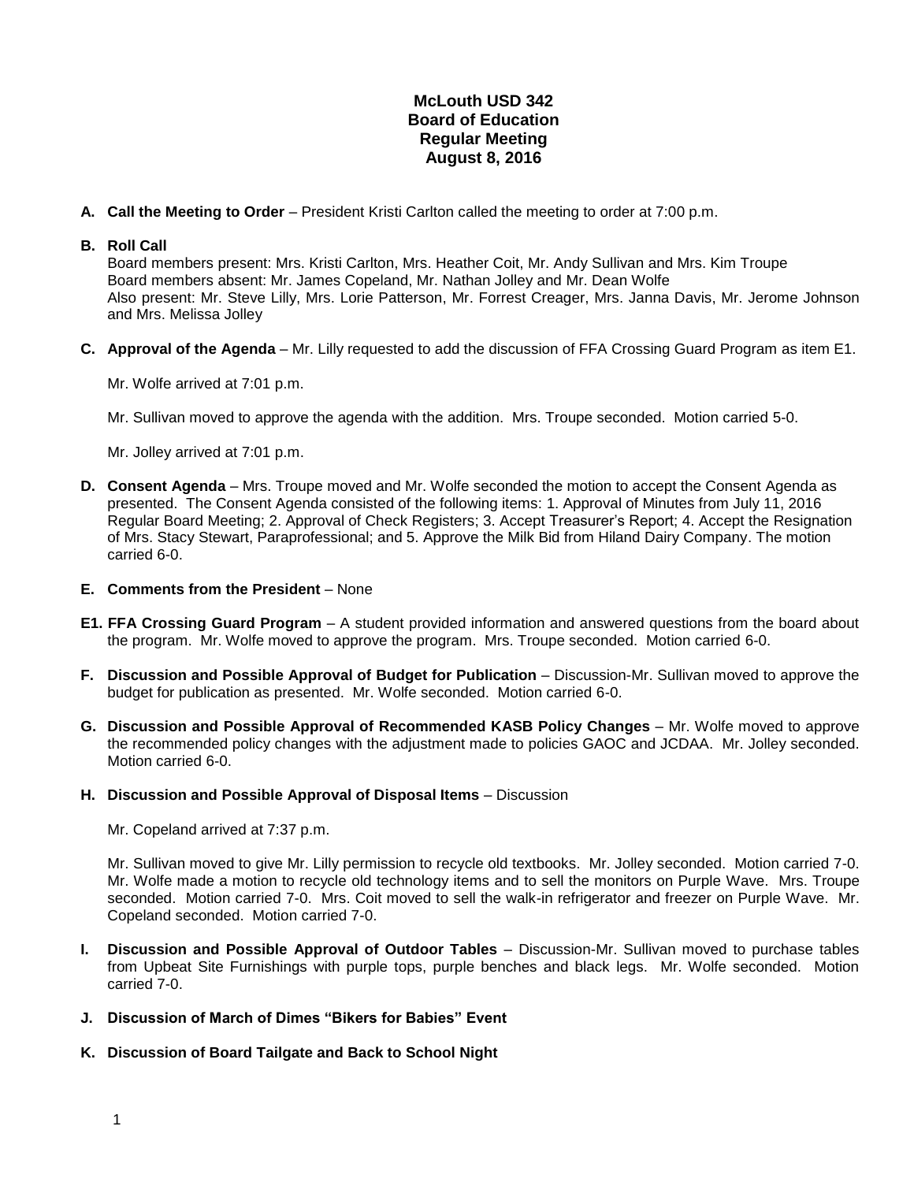# McLouth USD 342
## Board of Education
## Regular Meeting
## August 8, 2016

**A. Call the Meeting to Order** – President Kristi Carlton called the meeting to order at 7:00 p.m.

**B. Roll Call**
Board members present: Mrs. Kristi Carlton, Mrs. Heather Coit, Mr. Andy Sullivan and Mrs. Kim Troupe
Board members absent: Mr. James Copeland, Mr. Nathan Jolley and Mr. Dean Wolfe
Also present: Mr. Steve Lilly, Mrs. Lorie Patterson, Mr. Forrest Creager, Mrs. Janna Davis, Mr. Jerome Johnson and Mrs. Melissa Jolley

**C. Approval of the Agenda** – Mr. Lilly requested to add the discussion of FFA Crossing Guard Program as item E1.

Mr. Wolfe arrived at 7:01 p.m.

Mr. Sullivan moved to approve the agenda with the addition. Mrs. Troupe seconded. Motion carried 5-0.

Mr. Jolley arrived at 7:01 p.m.

**D. Consent Agenda** – Mrs. Troupe moved and Mr. Wolfe seconded the motion to accept the Consent Agenda as presented. The Consent Agenda consisted of the following items: 1. Approval of Minutes from July 11, 2016 Regular Board Meeting; 2. Approval of Check Registers; 3. Accept Treasurer's Report; 4. Accept the Resignation of Mrs. Stacy Stewart, Paraprofessional; and 5. Approve the Milk Bid from Hiland Dairy Company. The motion carried 6-0.

**E. Comments from the President** – None

**E1. FFA Crossing Guard Program** – A student provided information and answered questions from the board about the program. Mr. Wolfe moved to approve the program. Mrs. Troupe seconded. Motion carried 6-0.

**F. Discussion and Possible Approval of Budget for Publication** – Discussion-Mr. Sullivan moved to approve the budget for publication as presented. Mr. Wolfe seconded. Motion carried 6-0.

**G. Discussion and Possible Approval of Recommended KASB Policy Changes** – Mr. Wolfe moved to approve the recommended policy changes with the adjustment made to policies GAOC and JCDAA. Mr. Jolley seconded. Motion carried 6-0.

**H. Discussion and Possible Approval of Disposal Items** – Discussion

Mr. Copeland arrived at 7:37 p.m.

Mr. Sullivan moved to give Mr. Lilly permission to recycle old textbooks. Mr. Jolley seconded. Motion carried 7-0. Mr. Wolfe made a motion to recycle old technology items and to sell the monitors on Purple Wave. Mrs. Troupe seconded. Motion carried 7-0. Mrs. Coit moved to sell the walk-in refrigerator and freezer on Purple Wave. Mr. Copeland seconded. Motion carried 7-0.

**I. Discussion and Possible Approval of Outdoor Tables** – Discussion-Mr. Sullivan moved to purchase tables from Upbeat Site Furnishings with purple tops, purple benches and black legs. Mr. Wolfe seconded. Motion carried 7-0.

**J. Discussion of March of Dimes "Bikers for Babies" Event**

**K. Discussion of Board Tailgate and Back to School Night**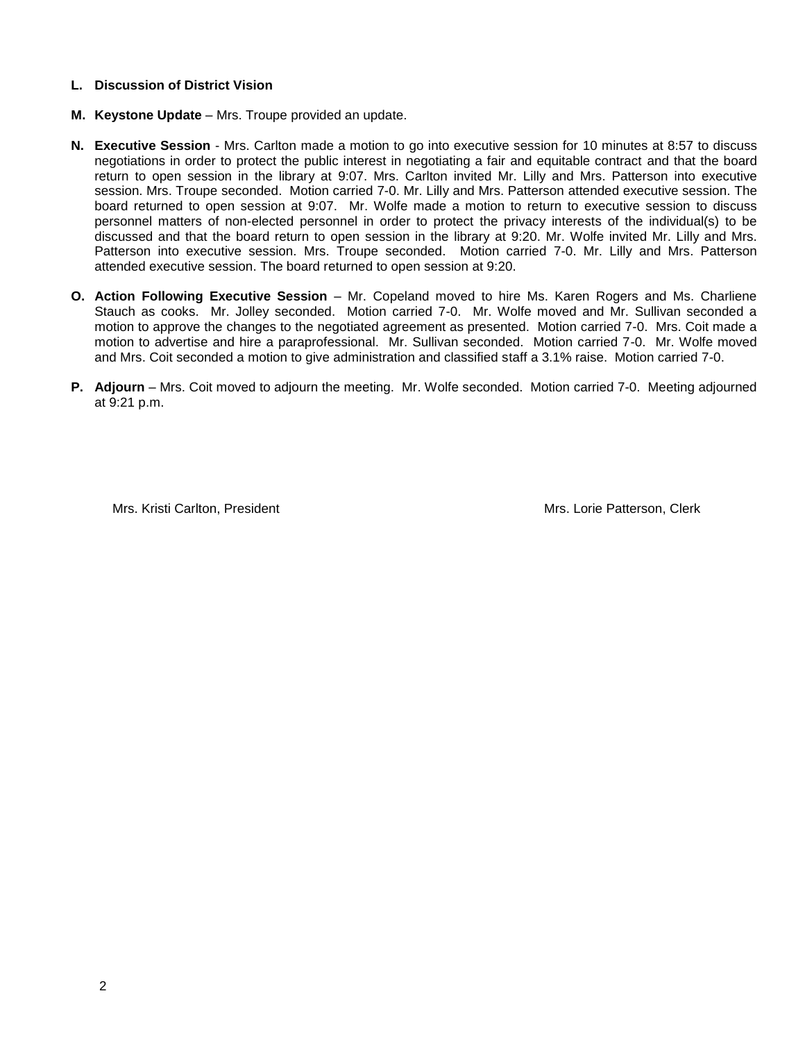**L. Discussion of District Vision**

**M. Keystone Update** – Mrs. Troupe provided an update.

**N. Executive Session** - Mrs. Carlton made a motion to go into executive session for 10 minutes at 8:57 to discuss negotiations in order to protect the public interest in negotiating a fair and equitable contract and that the board return to open session in the library at 9:07. Mrs. Carlton invited Mr. Lilly and Mrs. Patterson into executive session. Mrs. Troupe seconded. Motion carried 7-0. Mr. Lilly and Mrs. Patterson attended executive session. The board returned to open session at 9:07. Mr. Wolfe made a motion to return to executive session to discuss personnel matters of non-elected personnel in order to protect the privacy interests of the individual(s) to be discussed and that the board return to open session in the library at 9:20. Mr. Wolfe invited Mr. Lilly and Mrs. Patterson into executive session. Mrs. Troupe seconded. Motion carried 7-0. Mr. Lilly and Mrs. Patterson attended executive session. The board returned to open session at 9:20.

**O. Action Following Executive Session** – Mr. Copeland moved to hire Ms. Karen Rogers and Ms. Charliene Stauch as cooks. Mr. Jolley seconded. Motion carried 7-0. Mr. Wolfe moved and Mr. Sullivan seconded a motion to approve the changes to the negotiated agreement as presented. Motion carried 7-0. Mrs. Coit made a motion to advertise and hire a paraprofessional. Mr. Sullivan seconded. Motion carried 7-0. Mr. Wolfe moved and Mrs. Coit seconded a motion to give administration and classified staff a 3.1% raise. Motion carried 7-0.

**P. Adjourn** – Mrs. Coit moved to adjourn the meeting. Mr. Wolfe seconded. Motion carried 7-0. Meeting adjourned at 9:21 p.m.

Mrs. Kristi Carlton, President

Mrs. Lorie Patterson, Clerk